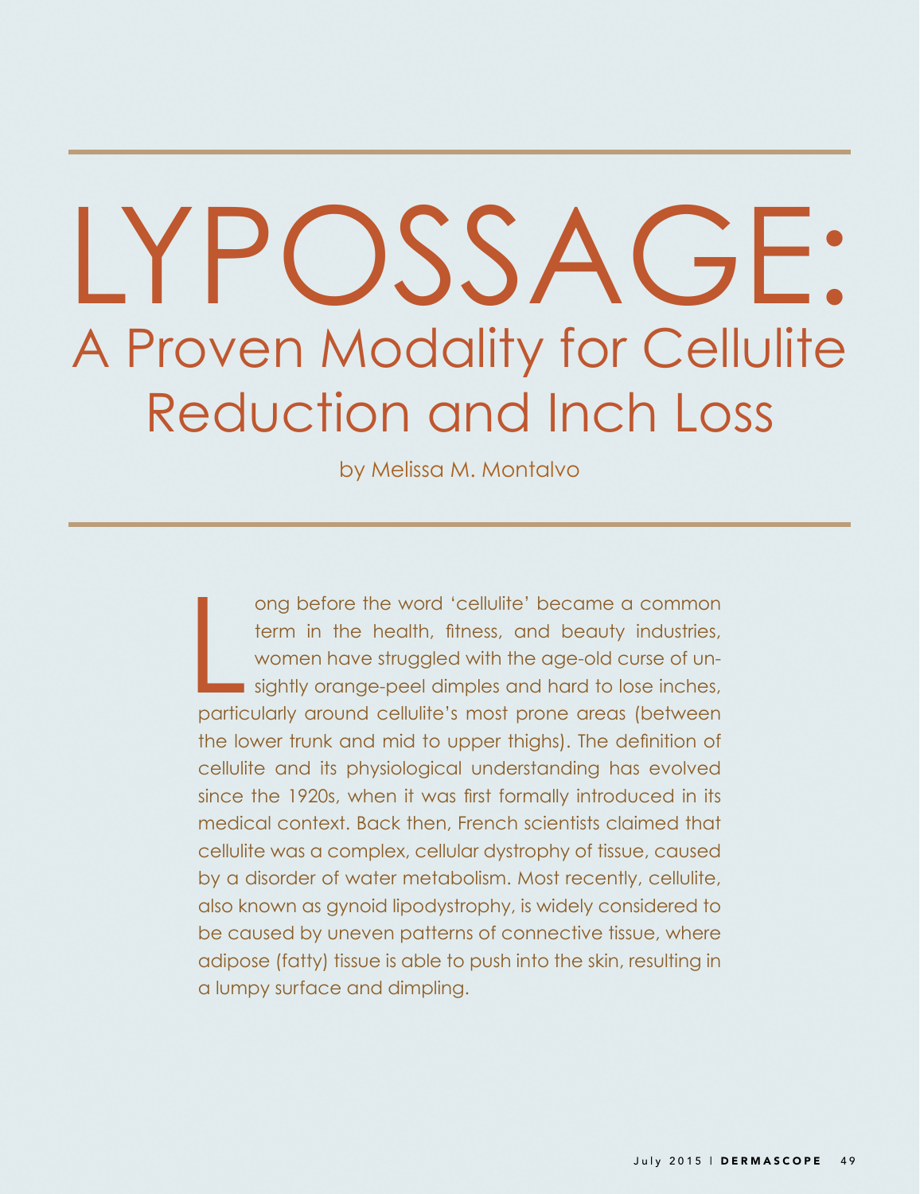# LYPOSSAGE:

## A Proven Modality for Cellulite Reduction and Inch Loss

by Melissa M. Montalvo

Long before the word 'cellulite' became a common term in the health, fitness, and beauty industries, women have struggled with the age-old curse of unsightly orange-peel dimples and hard to lose inches, particularly around cellulite's most prone areas (between the lower trunk and mid to upper thighs). The definition of cellulite and its physiological understanding has evolved since the 1920s, when it was first formally introduced in its medical context. Back then, French scientists claimed that cellulite was a complex, cellular dystrophy of tissue, caused by a disorder of water metabolism. Most recently, cellulite, also known as gynoid lipodystrophy, is widely considered to be caused by uneven patterns of connective tissue, where adipose (fatty) tissue is able to push into the skin, resulting in a lumpy surface and dimpling.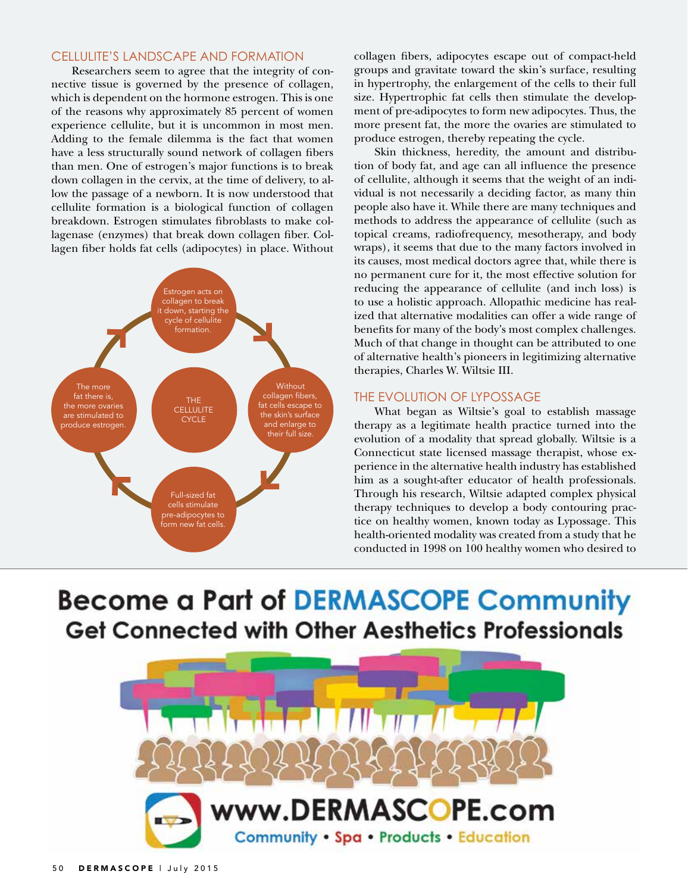## CELLULITE'S LANDSCAPE AND FORMATION

Researchers seem to agree that the integrity of connective tissue is governed by the presence of collagen, which is dependent on the hormone estrogen. This is one of the reasons why approximately 85 percent of women experience cellulite, but it is uncommon in most men. Adding to the female dilemma is the fact that women have a less structurally sound network of collagen fibers than men. One of estrogen's major functions is to break down collagen in the cervix, at the time of delivery, to allow the passage of a newborn. It is now understood that cellulite formation is a biological function of collagen breakdown. Estrogen stimulates fibroblasts to make collagenase (enzymes) that break down collagen fiber. Collagen fiber holds fat cells (adipocytes) in place. Without collagen fibers, adipocytes escape out of compact-held groups and gravitate toward the skin's surface, resulting in hypertrophy, the enlargement of the cells to their full size. Hypertrophic fat cells then stimulate the development of pre-adipocytes to form new adipocytes. Thus, the more present fat, the more the ovaries are stimulated to produce estrogen, thereby repeating the cycle.

THE CELLULITE CYCLE

- Estrogen acts on collagen to break it down, starting the cycle of cellulite formation.
- Without collagen fibers, fat cells escape to the skin's surface and enlarge to their full size.
- Full-sized fat cells stimulate pre-adipocytes to form new fat cells.
- The more fat there is, the more ovaries are stimulated to produce estrogen.

Skin thickness, heredity, the amount and distribution of body fat, and age can all influence the presence of cellulite, although it seems that the weight of an individual is not necessarily a deciding factor, as many thin people also have it. While there are many techniques and methods to address the appearance of cellulite (such as topical creams, radiofrequency, mesotherapy, and body wraps), it seems that due to the many factors involved in its causes, most medical doctors agree that, while there is no permanent cure for it, the most effective solution for reducing the appearance of cellulite (and inch loss) is to use a holistic approach. Allopathic medicine has realized that alternative modalities can offer a wide range of benefits for many of the body's most complex challenges. Much of that change in thought can be attributed to one of alternative health's pioneers in legitimizing alternative therapies, Charles W. Wiltsie III.

## THE EVOLUTION OF LYPOSSAGE

What began as Wiltsie's goal to establish massage therapy as a legitimate health practice turned into the evolution of a modality that spread globally. Wiltsie is a Connecticut state licensed massage therapist, whose experience in the alternative health industry has established him as a sought-after educator of health professionals. Through his research, Wiltsie adapted complex physical therapy techniques to develop a body contouring practice on healthy women, known today as Lypossage. This health-oriented modality was created from a study that he conducted in 1998 on 100 healthy women who desired to

**Become a Part of DERMASCOPE Community**
**Get Connected with Other Aesthetics Professionals**

www.DERMASCOPE.com
Community • Spa • Products • Education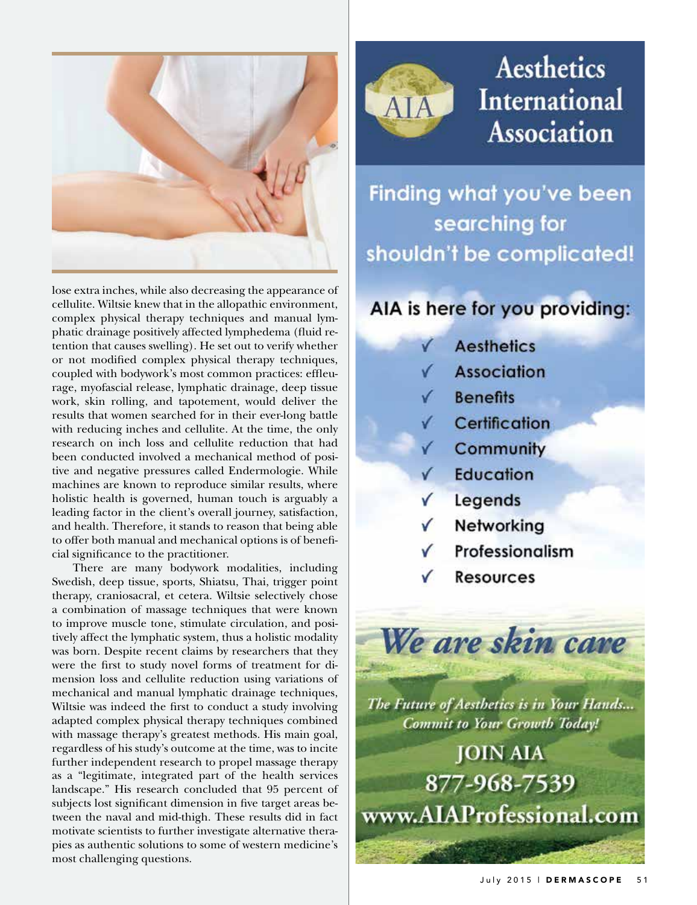lose extra inches, while also decreasing the appearance of cellulite. Wiltsie knew that in the allopathic environment, complex physical therapy techniques and manual lymphatic drainage positively affected lymphedema (fluid retention that causes swelling). He set out to verify whether or not modified complex physical therapy techniques, coupled with bodywork's most common practices: effleurage, myofascial release, lymphatic drainage, deep tissue work, skin rolling, and tapotement, would deliver the results that women searched for in their ever-long battle with reducing inches and cellulite. At the time, the only research on inch loss and cellulite reduction that had been conducted involved a mechanical method of positive and negative pressures called Endermologie. While machines are known to reproduce similar results, where holistic health is governed, human touch is arguably a leading factor in the client's overall journey, satisfaction, and health. Therefore, it stands to reason that being able to offer both manual and mechanical options is of beneficial significance to the practitioner.

There are many bodywork modalities, including Swedish, deep tissue, sports, Shiatsu, Thai, trigger point therapy, craniosacral, et cetera. Wiltsie selectively chose a combination of massage techniques that were known to improve muscle tone, stimulate circulation, and positively affect the lymphatic system, thus a holistic modality was born. Despite recent claims by researchers that they were the first to study novel forms of treatment for dimension loss and cellulite reduction using variations of mechanical and manual lymphatic drainage techniques, Wiltsie was indeed the first to conduct a study involving adapted complex physical therapy techniques combined with massage therapy's greatest methods. His main goal, regardless of his study's outcome at the time, was to incite further independent research to propel massage therapy as a "legitimate, integrated part of the health services landscape." His research concluded that 95 percent of subjects lost significant dimension in five target areas between the naval and mid-thigh. These results did in fact motivate scientists to further investigate alternative therapies as authentic solutions to some of western medicine's most challenging questions.

# Aesthetics International Association

## Finding what you've been searching for shouldn't be complicated!

### AIA is here for you providing:

- ✓ Aesthetics
- ✓ Association
- ✓ Benefits
- ✓ Certification
- ✓ Community
- ✓ Education
- ✓ Legends
- ✓ Networking
- ✓ Professionalism
- ✓ Resources

***We are skin care***

*The Future of Aesthetics is in Your Hands... Commit to Your Growth Today!*

**JOIN AIA**
**877-968-7539**
**www.AIAProfessional.com**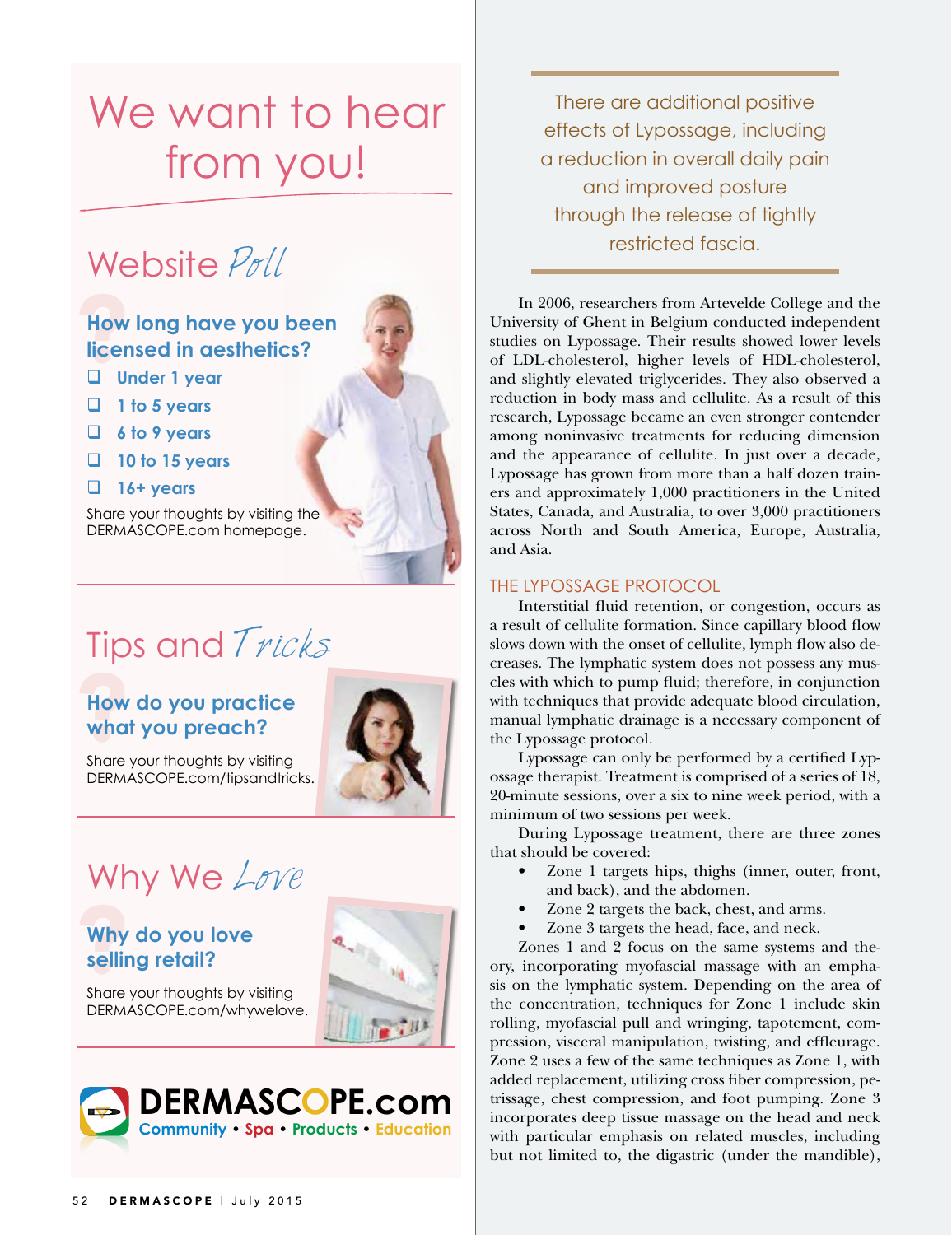# We want to hear from you!

## Website *Poll*

**How long have you been licensed in aesthetics?**

- ❑ Under 1 year
- ❑ 1 to 5 years
- ❑ 6 to 9 years
- ❑ 10 to 15 years
- ❑ 16+ years

Share your thoughts by visiting the DERMASCOPE.com homepage.

## Tips and *Tricks*

**How do you practice what you preach?**

Share your thoughts by visiting DERMASCOPE.com/tipsandtricks.

## Why We *Love*

**Why do you love selling retail?**

Share your thoughts by visiting DERMASCOPE.com/whywelove.

**DERMASCOPE.com**
Community • Spa • Products • Education

---

> There are additional positive effects of Lypossage, including a reduction in overall daily pain and improved posture through the release of tightly restricted fascia.

In 2006, researchers from Artevelde College and the University of Ghent in Belgium conducted independent studies on Lypossage. Their results showed lower levels of LDL-cholesterol, higher levels of HDL-cholesterol, and slightly elevated triglycerides. They also observed a reduction in body mass and cellulite. As a result of this research, Lypossage became an even stronger contender among noninvasive treatments for reducing dimension and the appearance of cellulite. In just over a decade, Lypossage has grown from more than a half dozen trainers and approximately 1,000 practitioners in the United States, Canada, and Australia, to over 3,000 practitioners across North and South America, Europe, Australia, and Asia.

### THE LYPOSSAGE PROTOCOL

Interstitial fluid retention, or congestion, occurs as a result of cellulite formation. Since capillary blood flow slows down with the onset of cellulite, lymph flow also decreases. The lymphatic system does not possess any muscles with which to pump fluid; therefore, in conjunction with techniques that provide adequate blood circulation, manual lymphatic drainage is a necessary component of the Lypossage protocol.

Lypossage can only be performed by a certified Lypossage therapist. Treatment is comprised of a series of 18, 20-minute sessions, over a six to nine week period, with a minimum of two sessions per week.

During Lypossage treatment, there are three zones that should be covered:

- Zone 1 targets hips, thighs (inner, outer, front, and back), and the abdomen.
- Zone 2 targets the back, chest, and arms.
- Zone 3 targets the head, face, and neck.

Zones 1 and 2 focus on the same systems and theory, incorporating myofascial massage with an emphasis on the lymphatic system. Depending on the area of the concentration, techniques for Zone 1 include skin rolling, myofascial pull and wringing, tapotement, compression, visceral manipulation, twisting, and effleurage. Zone 2 uses a few of the same techniques as Zone 1, with added replacement, utilizing cross fiber compression, petrissage, chest compression, and foot pumping. Zone 3 incorporates deep tissue massage on the head and neck with particular emphasis on related muscles, including but not limited to, the digastric (under the mandible),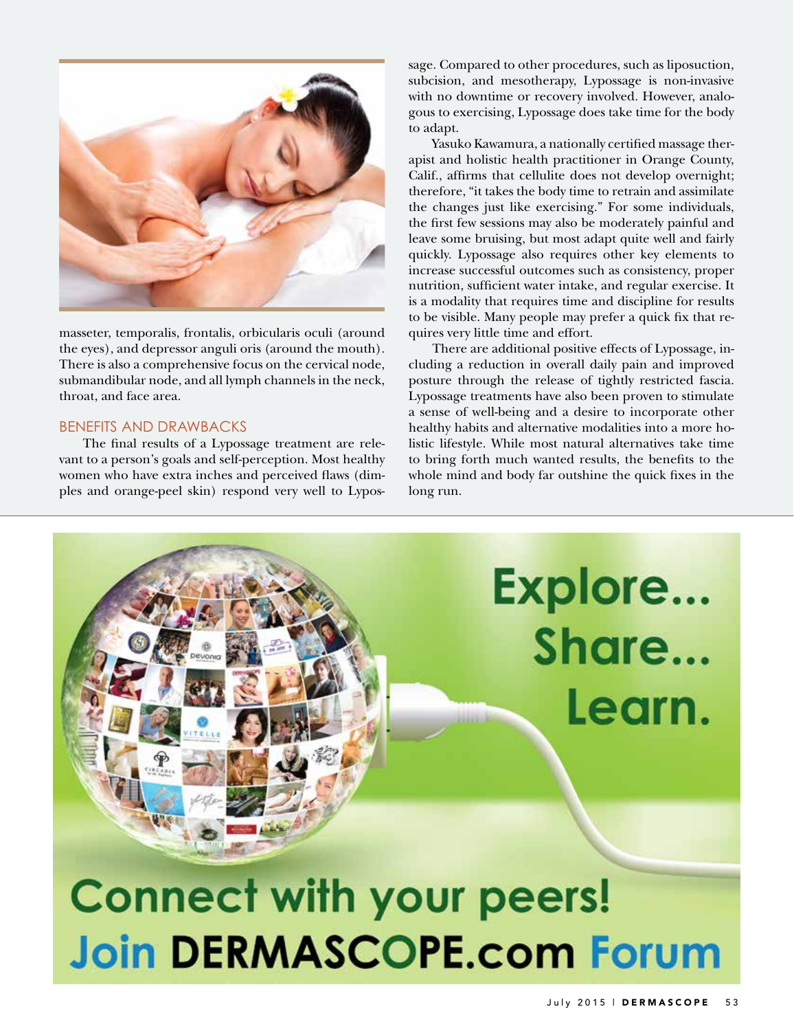masseter, temporalis, frontalis, orbicularis oculi (around the eyes), and depressor anguli oris (around the mouth). There is also a comprehensive focus on the cervical node, submandibular node, and all lymph channels in the neck, throat, and face area.

## BENEFITS AND DRAWBACKS

The final results of a Lypossage treatment are relevant to a person's goals and self-perception. Most healthy women who have extra inches and perceived flaws (dimples and orange-peel skin) respond very well to Lypossage. Compared to other procedures, such as liposuction, subcision, and mesotherapy, Lypossage is non-invasive with no downtime or recovery involved. However, analogous to exercising, Lypossage does take time for the body to adapt.

Yasuko Kawamura, a nationally certified massage therapist and holistic health practitioner in Orange County, Calif., affirms that cellulite does not develop overnight; therefore, "it takes the body time to retrain and assimilate the changes just like exercising." For some individuals, the first few sessions may also be moderately painful and leave some bruising, but most adapt quite well and fairly quickly. Lypossage also requires other key elements to increase successful outcomes such as consistency, proper nutrition, sufficient water intake, and regular exercise. It is a modality that requires time and discipline for results to be visible. Many people may prefer a quick fix that requires very little time and effort.

There are additional positive effects of Lypossage, including a reduction in overall daily pain and improved posture through the release of tightly restricted fascia. Lypossage treatments have also been proven to stimulate a sense of well-being and a desire to incorporate other healthy habits and alternative modalities into a more holistic lifestyle. While most natural alternatives take time to bring forth much wanted results, the benefits to the whole mind and body far outshine the quick fixes in the long run.

Explore... Share... Learn.

Connect with your peers! Join DERMASCOPE.com Forum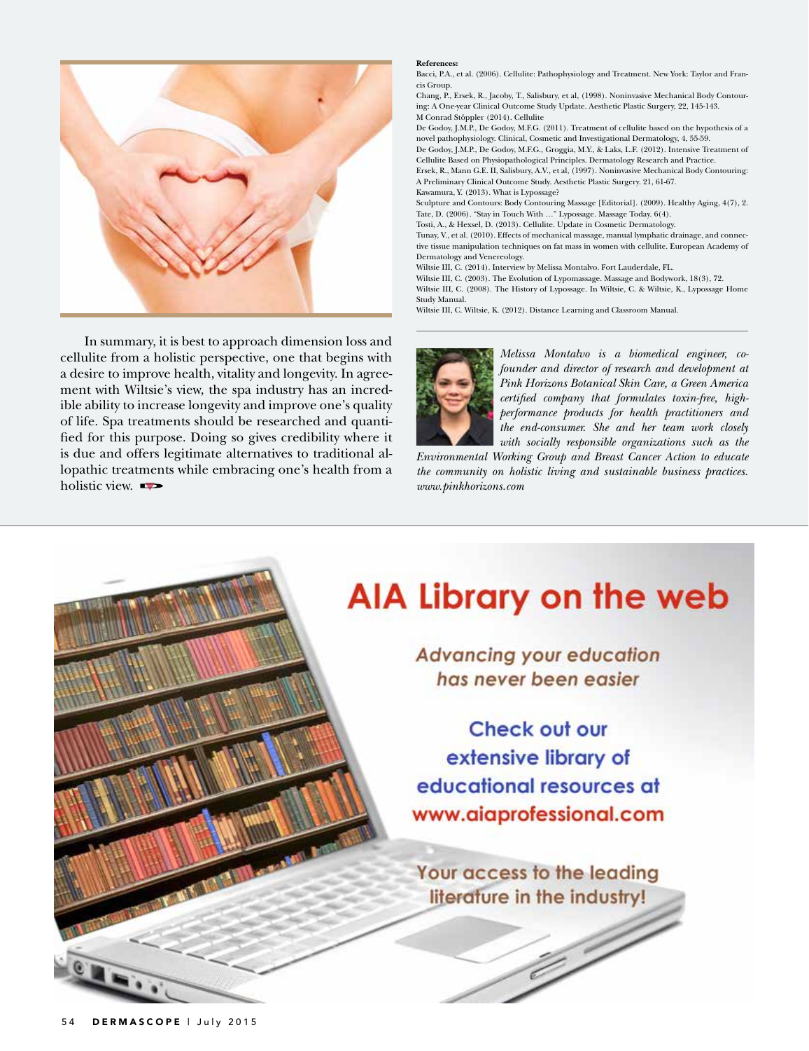In summary, it is best to approach dimension loss and cellulite from a holistic perspective, one that begins with a desire to improve health, vitality and longevity. In agreement with Wiltsie's view, the spa industry has an incredible ability to increase longevity and improve one's quality of life. Spa treatments should be researched and quantified for this purpose. Doing so gives credibility where it is due and offers legitimate alternatives to traditional allopathic treatments while embracing one's health from a holistic view.

**References:**

Bacci, P.A., et al. (2006). Cellulite: Pathophysiology and Treatment. New York: Taylor and Francis Group.

Chang, P., Ersek, R., Jacoby, T., Salisbury, et al, (1998). Noninvasive Mechanical Body Contouring: A One-year Clinical Outcome Study Update. Aesthetic Plastic Surgery, 22, 145-143.

M Conrad Stöppler (2014). Cellulite

De Godoy, J.M.P., De Godoy, M.F.G. (2011). Treatment of cellulite based on the hypothesis of a novel pathophysiology. Clinical, Cosmetic and Investigational Dermatology, 4, 55-59.

De Godoy, J.M.P., De Godoy, M.F.G., Groggia, M.Y., & Laks, L.F. (2012). Intensive Treatment of Cellulite Based on Physiopathological Principles. Dermatology Research and Practice.

Ersek, R., Mann G.E. II, Salisbury, A.V., et al, (1997). Noninvasive Mechanical Body Contouring: A Preliminary Clinical Outcome Study. Aesthetic Plastic Surgery. 21, 61-67.

Kawamura, Y. (2013). What is Lypossage?

Sculpture and Contours: Body Contouring Massage [Editorial]. (2009). Healthy Aging, 4(7), 2.

Tate, D. (2006). "Stay in Touch With …" Lypossage. Massage Today. 6(4).

Tosti, A., & Hexsel, D. (2013). Cellulite. Update in Cosmetic Dermatology.

Tunay, V., et al. (2010). Effects of mechanical massage, manual lymphatic drainage, and connective tissue manipulation techniques on fat mass in women with cellulite. European Academy of Dermatology and Venereology.

Wiltsie III, C. (2014). Interview by Melissa Montalvo. Fort Lauderdale, FL.

Wiltsie III, C. (2003). The Evolution of Lypomassage. Massage and Bodywork, 18(3), 72.

Wiltsie III, C. (2008). The History of Lypossage. In Wiltsie, C. & Wiltsie, K., Lypossage Home Study Manual.

Wiltsie III, C. Wiltsie, K. (2012). Distance Learning and Classroom Manual.

*Melissa Montalvo is a biomedical engineer, co-founder and director of research and development at Pink Horizons Botanical Skin Care, a Green America certified company that formulates toxin-free, high-performance products for health practitioners and the end-consumer. She and her team work closely with socially responsible organizations such as the Environmental Working Group and Breast Cancer Action to educate the community on holistic living and sustainable business practices. www.pinkhorizons.com*

# AIA Library on the web

*Advancing your education has never been easier*

Check out our extensive library of educational resources at www.aiaprofessional.com

Your access to the leading literature in the industry!